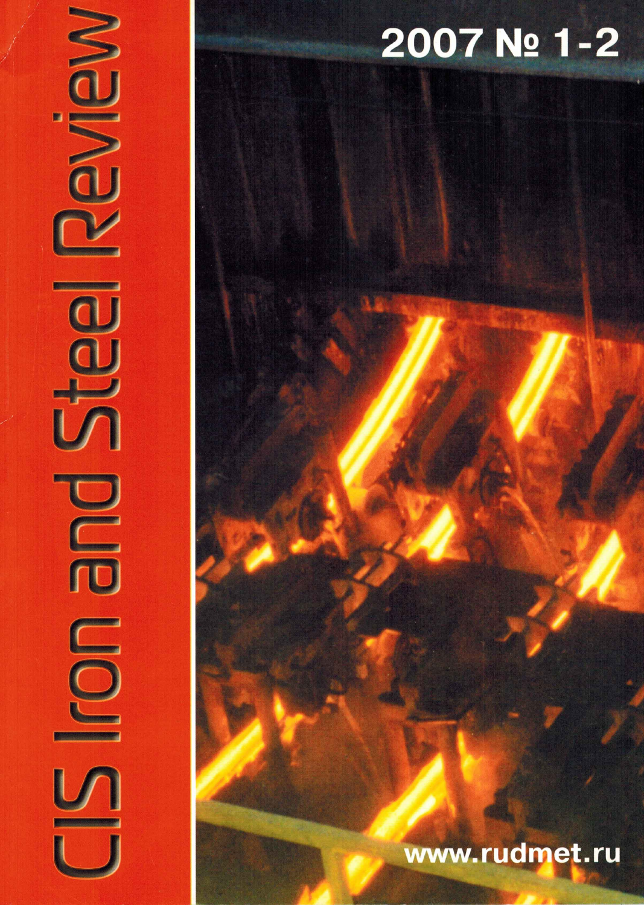# CIS Iron and Steel Review

2007 № 1-2

www.rudmet.ru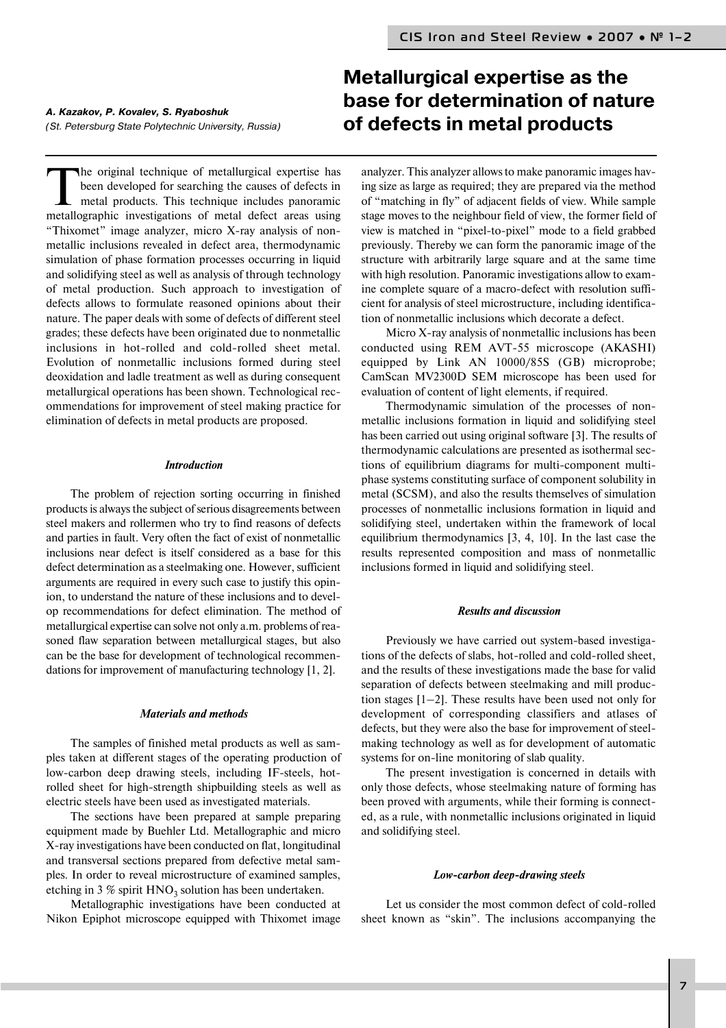# Metallurgical expertise as the base for determination of nature of defects in metal products

***A. Kazakov, P. Kovalev, S. Ryaboshuk***
*(St. Petersburg State Polytechnic University, Russia)*

The original technique of metallurgical expertise has been developed for searching the causes of defects in metal products. This technique includes panoramic metallographic investigations of metal defect areas using "Thixomet" image analyzer, micro X-ray analysis of nonmetallic inclusions revealed in defect area, thermodynamic simulation of phase formation processes occurring in liquid and solidifying steel as well as analysis of through technology of metal production. Such approach to investigation of defects allows to formulate reasoned opinions about their nature. The paper deals with some of defects of different steel grades; these defects have been originated due to nonmetallic inclusions in hot-rolled and cold-rolled sheet metal. Evolution of nonmetallic inclusions formed during steel deoxidation and ladle treatment as well as during consequent metallurgical operations has been shown. Technological recommendations for improvement of steel making practice for elimination of defects in metal products are proposed.

### *Introduction*

The problem of rejection sorting occurring in finished products is always the subject of serious disagreements between steel makers and rollermen who try to find reasons of defects and parties in fault. Very often the fact of exist of nonmetallic inclusions near defect is itself considered as a base for this defect determination as a steelmaking one. However, sufficient arguments are required in every such case to justify this opinion, to understand the nature of these inclusions and to develop recommendations for defect elimination. The method of metallurgical expertise can solve not only a.m. problems of reasoned flaw separation between metallurgical stages, but also can be the base for development of technological recommendations for improvement of manufacturing technology [1, 2].

### *Materials and methods*

The samples of finished metal products as well as samples taken at different stages of the operating production of low-carbon deep drawing steels, including IF-steels, hot-rolled sheet for high-strength shipbuilding steels as well as electric steels have been used as investigated materials.

The sections have been prepared at sample preparing equipment made by Buehler Ltd. Metallographic and micro X-ray investigations have been conducted on flat, longitudinal and transversal sections prepared from defective metal samples. In order to reveal microstructure of examined samples, etching in 3 % spirit $HNO_3$ solution has been undertaken.

Metallographic investigations have been conducted at Nikon Epiphot microscope equipped with Thixomet image analyzer. This analyzer allows to make panoramic images having size as large as required; they are prepared via the method of "matching in fly" of adjacent fields of view. While sample stage moves to the neighbour field of view, the former field of view is matched in "pixel-to-pixel" mode to a field grabbed previously. Thereby we can form the panoramic image of the structure with arbitrarily large square and at the same time with high resolution. Panoramic investigations allow to examine complete square of a macro-defect with resolution sufficient for analysis of steel microstructure, including identification of nonmetallic inclusions which decorate a defect.

Micro X-ray analysis of nonmetallic inclusions has been conducted using REM AVT-55 microscope (AKASHI) equipped with Link AN 10000/85S (GB) microprobe; CamScan MV2300D SEM microscope has been used for evaluation of content of light elements, if required.

Thermodynamic simulation of the processes of nonmetallic inclusions formation in liquid and solidifying steel has been carried out using original software [3]. The results of thermodynamic calculations are presented as isothermal sections of equilibrium diagrams for multi-component multiphase systems constituting surface of component solubility in metal (SCSM), and also the results themselves of simulation processes of nonmetallic inclusions formation in liquid and solidifying steel, undertaken within the framework of local equilibrium thermodynamics [3, 4, 10]. In the last case the results represented composition and mass of nonmetallic inclusions formed in liquid and solidifying steel.

### *Results and discussion*

Previously we have carried out system-based investigations of the defects of slabs, hot-rolled and cold-rolled sheet, and the results of these investigations made the base for valid separation of defects between steelmaking and mill production stages [1–2]. These results have been used not only for development of corresponding classifiers and atlases of defects, but they were also the base for improvement of steelmaking technology as well as for development of automatic systems for on-line monitoring of slab quality.

The present investigation is concerned in details with only those defects, whose steelmaking nature of forming has been proved with arguments, while their forming is connected, as a rule, with nonmetallic inclusions originated in liquid and solidifying steel.

### *Low-carbon deep-drawing steels*

Let us consider the most common defect of cold-rolled sheet known as "skin". The inclusions accompanying the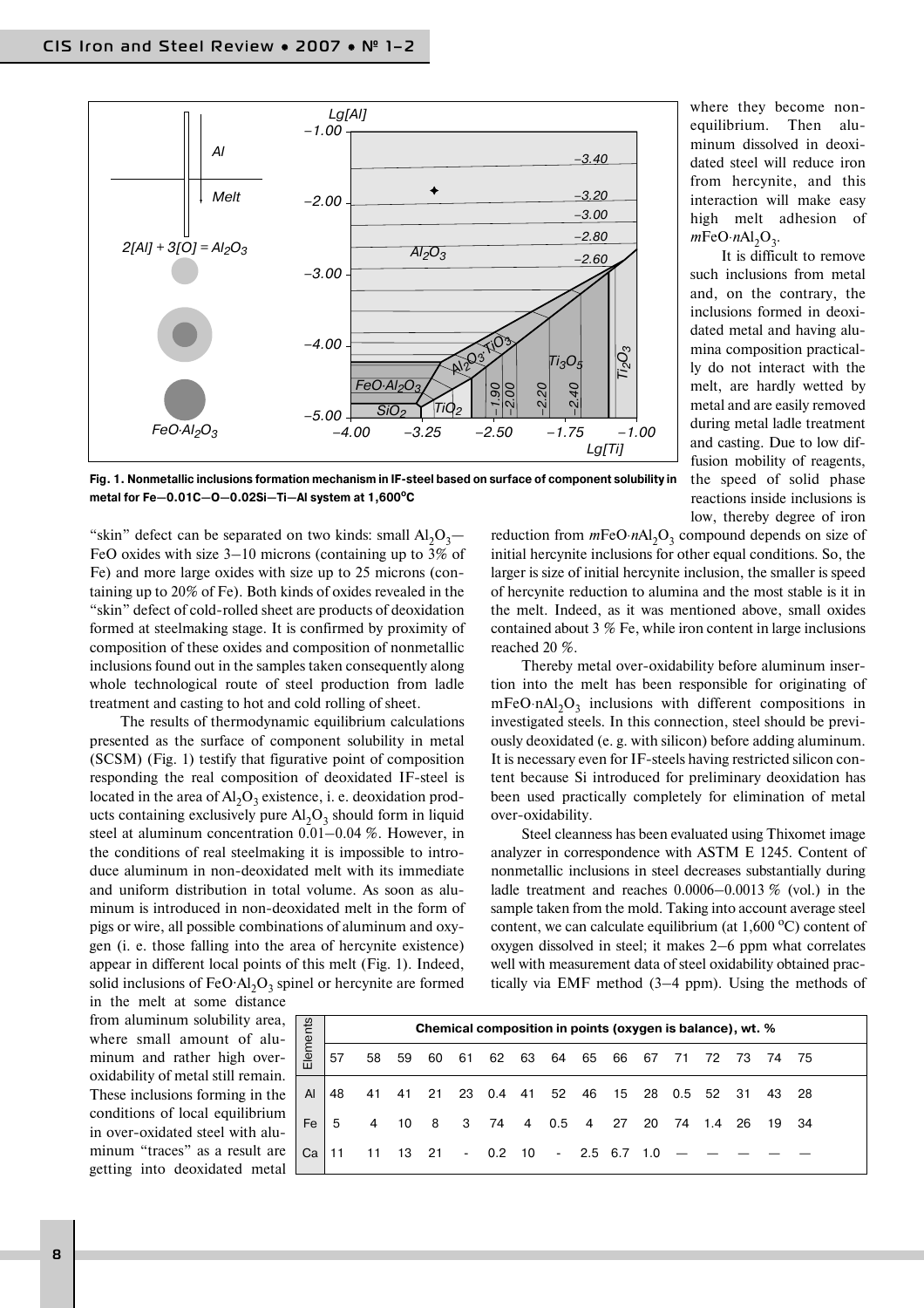Fig. 1. Nonmetallic inclusions formation mechanism in IF-steel based on surface of component solubility in metal for Fe—0.01C—O—0.02Si—Ti—Al system at 1,600°C

"skin" defect can be separated on two kinds: small $Al_2O_3$—FeO oxides with size 3–10 microns (containing up to 3% of Fe) and more large oxides with size up to 25 microns (containing up to 20% of Fe). Both kinds of oxides revealed in the "skin" defect of cold-rolled sheet are products of deoxidation formed at steelmaking stage. It is confirmed by proximity of composition of these oxides and composition of nonmetallic inclusions found out in the samples taken consequently along whole technological route of steel production from ladle treatment and casting to hot and cold rolling of sheet.

The results of thermodynamic equilibrium calculations presented as the surface of component solubility in metal (SCSM) (Fig. 1) testify that figurative point of composition responding the real composition of deoxidated IF-steel is located in the area of $Al_2O_3$ existence, i. e. deoxidation products containing exclusively pure $Al_2O_3$ should form in liquid steel at aluminum concentration 0.01–0.04 %. However, in the conditions of real steelmaking it is impossible to introduce aluminum in non-deoxidated melt with its immediate and uniform distribution in total volume. As soon as aluminum is introduced in non-deoxidated melt in the form of pigs or wire, all possible combinations of aluminum and oxygen (i. e. those falling into the area of hercynite existence) appear in different local points of this melt (Fig. 1). Indeed, solid inclusions of $FeO{\cdot}Al_2O_3$ spinel or hercynite are formed in the melt at some distance from aluminum solubility area, where small amount of aluminum and rather high over-oxidability of metal still remain. These inclusions forming in the conditions of local equilibrium in over-oxidated steel with aluminum "traces" as a result are getting into deoxidated metal where they become non-equilibrium. Then aluminum dissolved in deoxidated steel will reduce iron from hercynite, and this interaction will make easy high melt adhesion of $m$FeO·$n$$Al_2O_3$.

It is difficult to remove such inclusions from metal and, on the contrary, the inclusions formed in deoxidated metal and having alumina composition practically do not interact with the melt, are hardly wetted by metal and are easily removed during metal ladle treatment and casting. Due to low diffusion mobility of reagents, the speed of solid phase reactions inside inclusions is low, thereby degree of iron reduction from $m$FeO·$n$$Al_2O_3$ compound depends on size of initial hercynite inclusions for other equal conditions. So, the larger is size of initial hercynite inclusion, the smaller is speed of hercynite reduction to alumina and the most stable is it in the melt. Indeed, as it was mentioned above, small oxides contained about 3 % Fe, while iron content in large inclusions reached 20 %.

Thereby metal over-oxidability before aluminum insertion into the melt has been responsible for originating of mFeO·n$Al_2O_3$ inclusions with different compositions in investigated steels. In this connection, steel should be previously deoxidated (e. g. with silicon) before adding aluminum. It is necessary even for IF-steels having restricted silicon content because Si introduced for preliminary deoxidation has been used practically completely for elimination of metal over-oxidability.

Steel cleanness has been evaluated using Thixomet image analyzer in correspondence with ASTM E 1245. Content of nonmetallic inclusions in steel decreases substantially during ladle treatment and reaches 0.0006–0.0013 % (vol.) in the sample taken from the mold. Taking into account average steel content, we can calculate equilibrium (at 1,600 °C) content of oxygen dissolved in steel; it makes 2–6 ppm what correlates well with measurement data of steel oxidability obtained practically via EMF method (3–4 ppm). Using the methods of

| Elements | Chemical composition in points (oxygen is balance), wt. % | | | | | | | | | | | | | | | |
|---|---|---|---|---|---|---|---|---|---|---|---|---|---|---|---|---|
| | 57 | 58 | 59 | 60 | 61 | 62 | 63 | 64 | 65 | 66 | 67 | 71 | 72 | 73 | 74 | 75 |
| Al | 48 | 41 | 41 | 21 | 23 | 0.4 | 41 | 52 | 46 | 15 | 28 | 0.5 | 52 | 31 | 43 | 28 |
| Fe | 5 | 4 | 10 | 8 | 3 | 74 | 4 | 0.5 | 4 | 27 | 20 | 74 | 1.4 | 26 | 19 | 34 |
| Ca | 11 | 11 | 13 | 21 | - | 0.2 | 10 | - | 2.5 | 6.7 | 1.0 | — | — | — | — | — |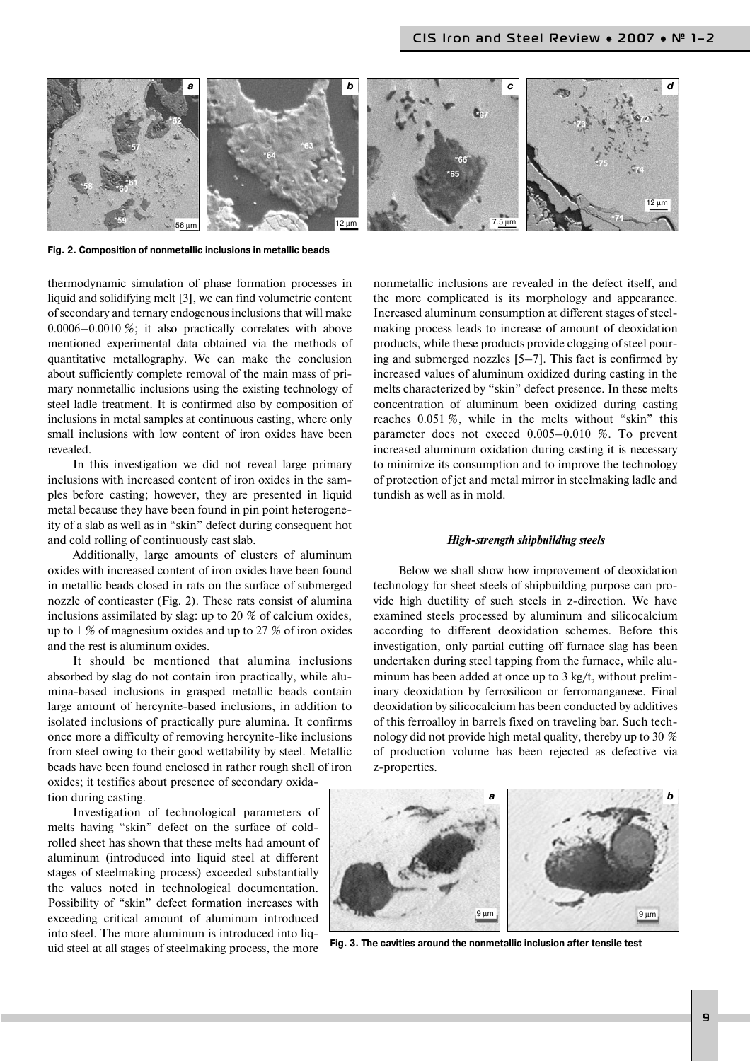Fig. 2. Composition of nonmetallic inclusions in metallic beads

thermodynamic simulation of phase formation processes in liquid and solidifying melt [3], we can find volumetric content of secondary and ternary endogenous inclusions that will make 0.0006–0.0010 %; it also practically correlates with above mentioned experimental data obtained via the methods of quantitative metallography. We can make the conclusion about sufficiently complete removal of the main mass of primary nonmetallic inclusions using the existing technology of steel ladle treatment. It is confirmed also by composition of inclusions in metal samples at continuous casting, where only small inclusions with low content of iron oxides have been revealed.

In this investigation we did not reveal large primary inclusions with increased content of iron oxides in the samples before casting; however, they are presented in liquid metal because they have been found in pin point heterogeneity of a slab as well as in "skin" defect during consequent hot and cold rolling of continuously cast slab.

Additionally, large amounts of clusters of aluminum oxides with increased content of iron oxides have been found in metallic beads closed in rats on the surface of submerged nozzle of conticaster (Fig. 2). These rats consist of alumina inclusions assimilated by slag: up to 20 % of calcium oxides, up to 1 % of magnesium oxides and up to 27 % of iron oxides and the rest is aluminum oxides.

It should be mentioned that alumina inclusions absorbed by slag do not contain iron practically, while alumina-based inclusions in grasped metallic beads contain large amount of hercynite-based inclusions, in addition to isolated inclusions of practically pure alumina. It confirms once more a difficulty of removing hercynite-like inclusions from steel owing to their good wettability by steel. Metallic beads have been found enclosed in rather rough shell of iron oxides; it testifies about presence of secondary oxidation during casting.

Investigation of technological parameters of melts having "skin" defect on the surface of cold-rolled sheet has shown that these melts had amount of aluminum (introduced into liquid steel at different stages of steelmaking process) exceeded substantially the values noted in technological documentation. Possibility of "skin" defect formation increases with exceeding critical amount of aluminum introduced into steel. The more aluminum is introduced into liquid steel at all stages of steelmaking process, the more nonmetallic inclusions are revealed in the defect itself, and the more complicated is its morphology and appearance. Increased aluminum consumption at different stages of steelmaking process leads to increase of amount of deoxidation products, while these products provide clogging of steel pouring and submerged nozzles [5–7]. This fact is confirmed by increased values of aluminum oxidized during casting in the melts characterized by "skin" defect presence. In these melts concentration of aluminum been oxidized during casting reaches 0.051 %, while in the melts without "skin" this parameter does not exceed 0.005–0.010 %. To prevent increased aluminum oxidation during casting it is necessary to minimize its consumption and to improve the technology of protection of jet and metal mirror in steelmaking ladle and tundish as well as in mold.

### *High-strength shipbuilding steels*

Below we shall show how improvement of deoxidation technology for sheet steels of shipbuilding purpose can provide high ductility of such steels in z-direction. We have examined steels processed by aluminum and silicocalcium according to different deoxidation schemes. Before this investigation, only partial cutting off furnace slag has been undertaken during steel tapping from the furnace, while aluminum has been added at once up to 3 kg/t, without preliminary deoxidation by ferrosilicon or ferromanganese. Final deoxidation by silicocalcium has been conducted by additives of this ferroalloy in barrels fixed on traveling bar. Such technology did not provide high metal quality, thereby up to 30 % of production volume has been rejected as defective via z-properties.

Fig. 3. The cavities around the nonmetallic inclusion after tensile test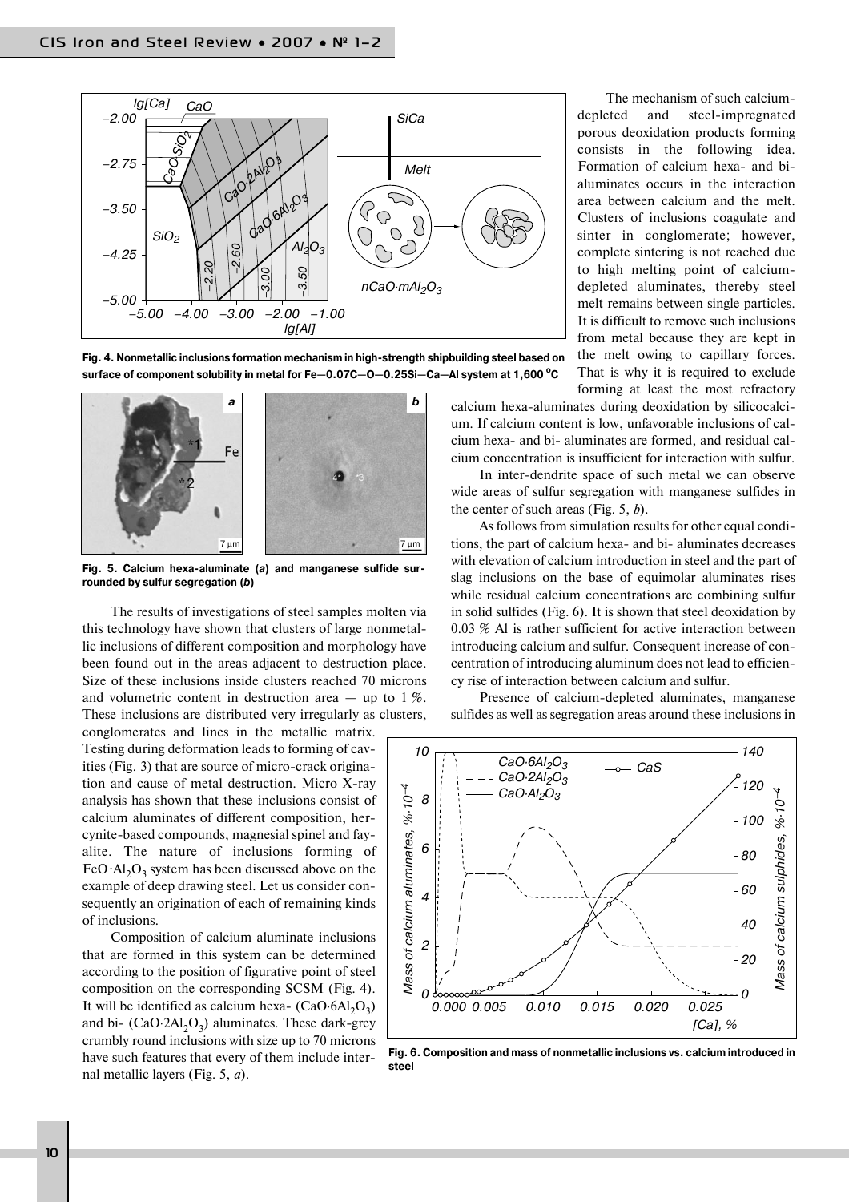Fig. 4. Nonmetallic inclusions formation mechanism in high-strength shipbuilding steel based on surface of component solubility in metal for Fe—0.07C—O—0.25Si—Ca—Al system at 1,600 °C

Fig. 5. Calcium hexa-aluminate (*a*) and manganese sulfide surrounded by sulfur segregation (*b*)

The results of investigations of steel samples molten via this technology have shown that clusters of large nonmetallic inclusions of different composition and morphology have been found out in the areas adjacent to destruction place. Size of these inclusions inside clusters reached 70 microns and volumetric content in destruction area — up to 1 %. These inclusions are distributed very irregularly as clusters, conglomerates and lines in the metallic matrix. Testing during deformation leads to forming of cavities (Fig. 3) that are source of micro-crack origination and cause of metal destruction. Micro X-ray analysis has shown that these inclusions consist of calcium aluminates of different composition, hercynite-based compounds, magnesial spinel and fayalite. The nature of inclusions forming of $FeO{\cdot}Al_2O_3$ system has been discussed above on the example of deep drawing steel. Let us consider consequently an origination of each of remaining kinds of inclusions.

Composition of calcium aluminate inclusions that are formed in this system can be determined according to the position of figurative point of steel composition on the corresponding SCSM (Fig. 4). It will be identified as calcium hexa- ($CaO{\cdot}6Al_2O_3$) and bi- ($CaO{\cdot}2Al_2O_3$) aluminates. These dark-grey crumbly round inclusions with size up to 70 microns have such features that every of them include internal metallic layers (Fig. 5, *a*).

The mechanism of such calcium-depleted and steel-impregnated porous deoxidation products forming consists in the following idea. Formation of calcium hexa- and bi-aluminates occurs in the interaction area between calcium and the melt. Clusters of inclusions coagulate and sinter in conglomerate; however, complete sintering is not reached due to high melting point of calcium-depleted aluminates, thereby steel melt remains between single particles. It is difficult to remove such inclusions from metal because they are kept in the melt owing to capillary forces. That is why it is required to exclude forming at least the most refractory calcium hexa-aluminates during deoxidation by silicocalcium. If calcium content is low, unfavorable inclusions of calcium hexa- and bi- aluminates are formed, and residual calcium concentration is insufficient for interaction with sulfur.

In inter-dendrite space of such metal we can observe wide areas of sulfur segregation with manganese sulfides in the center of such areas (Fig. 5, *b*).

As follows from simulation results for other equal conditions, the part of calcium hexa- and bi- aluminates decreases with elevation of calcium introduction in steel and the part of slag inclusions on the base of equimolar aluminates rises while residual calcium concentrations are combining sulfur in solid sulfides (Fig. 6). It is shown that steel deoxidation by 0.03 % Al is rather sufficient for active interaction between introducing calcium and sulfur. Consequent increase of concentration of introducing aluminum does not lead to efficiency rise of interaction between calcium and sulfur.

Presence of calcium-depleted aluminates, manganese sulfides as well as segregation areas around these inclusions in

Fig. 6. Composition and mass of nonmetallic inclusions vs. calcium introduced in steel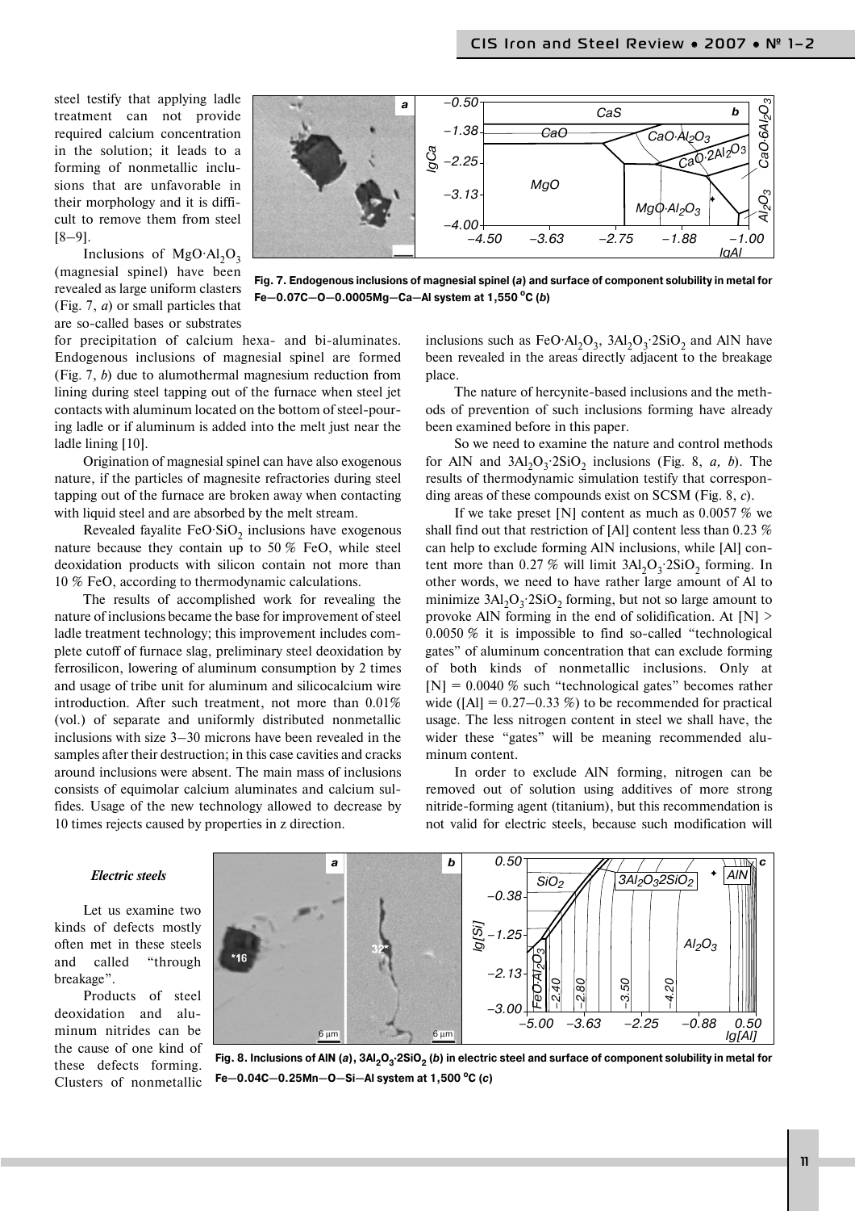steel testify that applying ladle treatment can not provide required calcium concentration in the solution; it leads to a forming of nonmetallic inclusions that are unfavorable in their morphology and it is difficult to remove them from steel [8–9].

Inclusions of $MgO{\cdot}Al_2O_3$ (magnesial spinel) have been revealed as large uniform clasters (Fig. 7, *a*) or small particles that are so-called bases or substrates for precipitation of calcium hexa- and bi-aluminates. Endogenous inclusions of magnesial spinel are formed (Fig. 7, *b*) due to alumothermal magnesium reduction from lining during steel tapping out of the furnace when steel jet contacts with aluminum located on the bottom of steel-pouring ladle or if aluminum is added into the melt just near the ladle lining [10].

**Fig. 7. Endogenous inclusions of magnesial spinel (*a*) and surface of component solubility in metal for Fe–0.07C–O–0.0005Mg–Ca–Al system at 1,550 °C (*b*)**

Origination of magnesial spinel can have also exogenous nature, if the particles of magnesite refractories during steel tapping out of the furnace are broken away when contacting with liquid steel and are absorbed by the melt stream.

Revealed fayalite $FeO{\cdot}SiO_2$ inclusions have exogenous nature because they contain up to 50 % FeO, while steel deoxidation products with silicon contain not more than 10 % FeO, according to thermodynamic calculations.

The results of accomplished work for revealing the nature of inclusions became the base for improvement of steel ladle treatment technology; this improvement includes complete cutoff of furnace slag, preliminary steel deoxidation by ferrosilicon, lowering of aluminum consumption by 2 times and usage of tribe unit for aluminum and silicocalcium wire introduction. After such treatment, not more than 0.01% (vol.) of separate and uniformly distributed nonmetallic inclusions with size 3–30 microns have been revealed in the samples after their destruction; in this case cavities and cracks around inclusions were absent. The main mass of inclusions consists of equimolar calcium aluminates and calcium sulfides. Usage of the new technology allowed to decrease by 10 times rejects caused by properties in z direction.

### *Electric steels*

Let us examine two kinds of defects mostly often met in these steels and called "through breakage".

Products of steel deoxidation and aluminum nitrides can be the cause of one kind of these defects forming. Clusters of nonmetallic inclusions such as $FeO{\cdot}Al_2O_3$, $3Al_2O_3{\cdot}2SiO_2$ and AlN have been revealed in the areas directly adjacent to the breakage place.

**Fig. 8. Inclusions of AlN (*a*), $3Al_2O_3{\cdot}2SiO_2$ (*b*) in electric steel and surface of component solubility in metal for Fe–0.04C–0.25Mn–O–Si–Al system at 1,500 °C (*c*)**

The nature of hercynite-based inclusions and the methods of prevention of such inclusions forming have already been examined before in this paper.

So we need to examine the nature and control methods for AlN and $3Al_2O_3{\cdot}2SiO_2$ inclusions (Fig. 8, *a, b*). The results of thermodynamic simulation testify that corresponding areas of these compounds exist on SCSM (Fig. 8, *c*).

If we take preset [N] content as much as 0.0057 % we shall find out that restriction of [Al] content less than 0.23 % can help to exclude forming AlN inclusions, while [Al] content more than 0.27 % will limit $3Al_2O_3{\cdot}2SiO_2$ forming. In other words, we need to have rather large amount of Al to minimize $3Al_2O_3{\cdot}2SiO_2$ forming, but not so large amount to provoke AlN forming in the end of solidification. At [N] > 0.0050 % it is impossible to find so-called "technological gates" of aluminum concentration that can exclude forming of both kinds of nonmetallic inclusions. Only at [N] = 0.0040 % such "technological gates" becomes rather wide ([Al] = 0.27–0.33 %) to be recommended for practical usage. The less nitrogen content in steel we shall have, the wider these "gates" will be meaning recommended aluminum content.

In order to exclude AlN forming, nitrogen can be removed out of solution using additives of more strong nitride-forming agent (titanium), but this recommendation is not valid for electric steels, because such modification will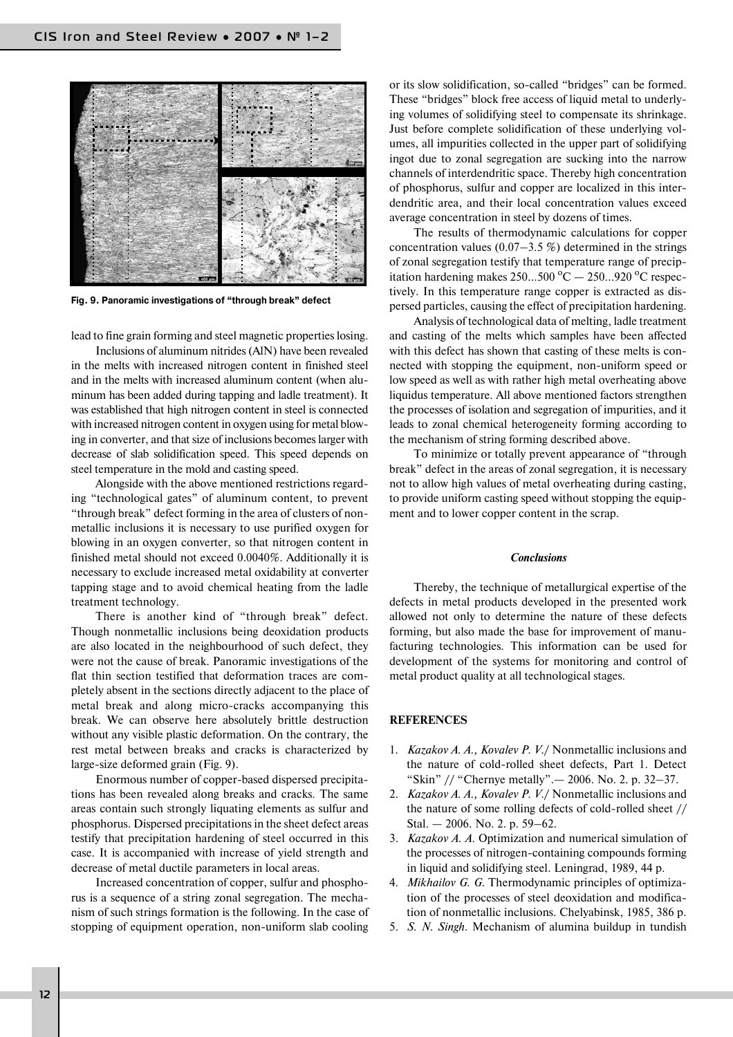Fig. 9. Panoramic investigations of "through break" defect

lead to fine grain forming and steel magnetic properties losing.

Inclusions of aluminum nitrides (AlN) have been revealed in the melts with increased nitrogen content in finished steel and in the melts with increased aluminum content (when aluminum has been added during tapping and ladle treatment). It was established that high nitrogen content in steel is connected with increased nitrogen content in oxygen using for metal blowing in converter, and that size of inclusions becomes larger with decrease of slab solidification speed. This speed depends on steel temperature in the mold and casting speed.

Alongside with the above mentioned restrictions regarding "technological gates" of aluminum content, to prevent "through break" defect forming in the area of clusters of nonmetallic inclusions it is necessary to use purified oxygen for blowing in an oxygen converter, so that nitrogen content in finished metal should not exceed 0.0040%. Additionally it is necessary to exclude increased metal oxidability at converter tapping stage and to avoid chemical heating from the ladle treatment technology.

There is another kind of "through break" defect. Though nonmetallic inclusions being deoxidation products are also located in the neighbourhood of such defect, they were not the cause of break. Panoramic investigations of the flat thin section testified that deformation traces are completely absent in the sections directly adjacent to the place of metal break and along micro-cracks accompanying this break. We can observe here absolutely brittle destruction without any visible plastic deformation. On the contrary, the rest metal between breaks and cracks is characterized by large-size deformed grain (Fig. 9).

Enormous number of copper-based dispersed precipitations has been revealed along breaks and cracks. The same areas contain such strongly liquating elements as sulfur and phosphorus. Dispersed precipitations in the sheet defect areas testify that precipitation hardening of steel occurred in this case. It is accompanied with increase of yield strength and decrease of metal ductile parameters in local areas.

Increased concentration of copper, sulfur and phosphorus is a sequence of a string zonal segregation. The mechanism of such strings formation is the following. In the case of stopping of equipment operation, non-uniform slab cooling or its slow solidification, so-called "bridges" can be formed. These "bridges" block free access of liquid metal to underlying volumes of solidifying steel to compensate its shrinkage. Just before complete solidification of these underlying volumes, all impurities collected in the upper part of solidifying ingot due to zonal segregation are sucking into the narrow channels of interdendritic space. Thereby high concentration of phosphorus, sulfur and copper are localized in this interdendritic area, and their local concentration values exceed average concentration in steel by dozens of times.

The results of thermodynamic calculations for copper concentration values (0.07–3.5 %) determined in the strings of zonal segregation testify that temperature range of precipitation hardening makes 250...500 °C — 250...920 °C respectively. In this temperature range copper is extracted as dispersed particles, causing the effect of precipitation hardening.

Analysis of technological data of melting, ladle treatment and casting of the melts which samples have been affected with this defect has shown that casting of these melts is connected with stopping the equipment, non-uniform speed or low speed as well as with rather high metal overheating above liquidus temperature. All above mentioned factors strengthen the processes of isolation and segregation of impurities, and it leads to zonal chemical heterogeneity forming according to the mechanism of string forming described above.

To minimize or totally prevent appearance of "through break" defect in the areas of zonal segregation, it is necessary not to allow high values of metal overheating during casting, to provide uniform casting speed without stopping the equipment and to lower copper content in the scrap.

### *Conclusions*

Thereby, the technique of metallurgical expertise of the defects in metal products developed in the presented work allowed not only to determine the nature of these defects forming, but also made the base for improvement of manufacturing technologies. This information can be used for development of the systems for monitoring and control of metal product quality at all technological stages.

### REFERENCES

1. *Kazakov A. A., Kovalev P. V.*/ Nonmetallic inclusions and the nature of cold-rolled sheet defects, Part 1. Detect "Skin" // "Chernye metally".— 2006. No. 2. p. 32–37.
2. *Kazakov A. A., Kovalev P. V.*/ Nonmetallic inclusions and the nature of some rolling defects of cold-rolled sheet // Stal. — 2006. No. 2. p. 59–62.
3. *Kazakov A. A.* Optimization and numerical simulation of the processes of nitrogen-containing compounds forming in liquid and solidifying steel. Leningrad, 1989, 44 p.
4. *Mikhailov G. G.* Thermodynamic principles of optimization of the processes of steel deoxidation and modification of nonmetallic inclusions. Chelyabinsk, 1985, 386 p.
5. *S. N. Singh*. Mechanism of alumina buildup in tundish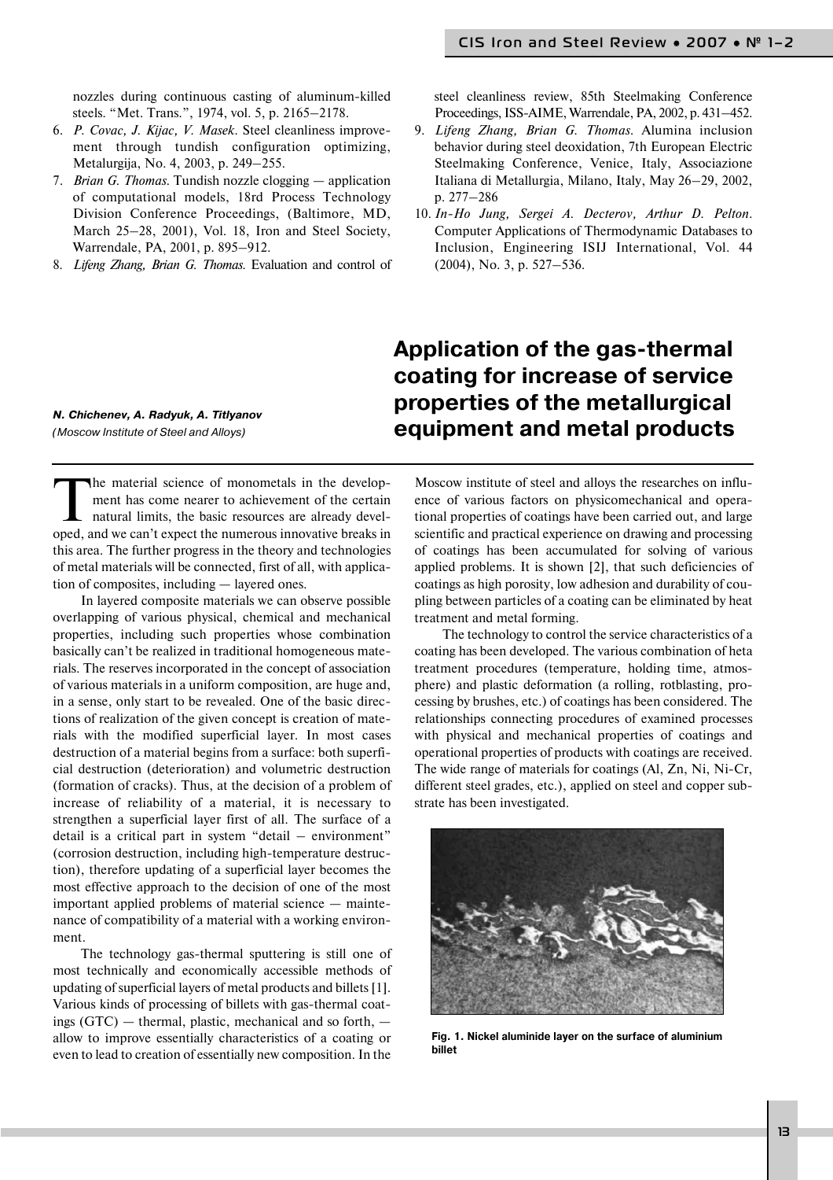nozzles during continuous casting of aluminum-killed steels. "Met. Trans.", 1974, vol. 5, p. 2165–2178.

6. *P. Covac, J. Kijac, V. Masek*. Steel cleanliness improvement through tundish configuration optimizing, Metalurgija, No. 4, 2003, p. 249–255.
7. *Brian G. Thomas*. Tundish nozzle clogging — application of computational models, 18rd Process Technology Division Conference Proceedings, (Baltimore, MD, March 25–28, 2001), Vol. 18, Iron and Steel Society, Warrendale, PA, 2001, p. 895–912.
8. *Lifeng Zhang, Brian G. Thomas*. Evaluation and control of steel cleanliness review, 85th Steelmaking Conference Proceedings, ISS-AIME, Warrendale, PA, 2002, p. 431–452.
9. *Lifeng Zhang, Brian G. Thomas*. Alumina inclusion behavior during steel deoxidation, 7th European Electric Steelmaking Conference, Venice, Italy, Associazione Italiana di Metallurgia, Milano, Italy, May 26–29, 2002, p. 277–286
10. *In-Ho Jung, Sergei A. Decterov, Arthur D. Pelton*. Computer Applications of Thermodynamic Databases to Inclusion, Engineering ISIJ International, Vol. 44 (2004), No. 3, p. 527–536.

# Application of the gas-thermal coating for increase of service properties of the metallurgical equipment and metal products

***N. Chichenev, A. Radyuk, A. Titlyanov***
*(Moscow Institute of Steel and Alloys)*

The material science of monometals in the development has come nearer to achievement of the certain natural limits, the basic resources are already developed, and we can't expect the numerous innovative breaks in this area. The further progress in the theory and technologies of metal materials will be connected, first of all, with application of composites, including — layered ones.

In layered composite materials we can observe possible overlapping of various physical, chemical and mechanical properties, including such properties whose combination basically can't be realized in traditional homogeneous materials. The reserves incorporated in the concept of association of various materials in a uniform composition, are huge and, in a sense, only start to be revealed. One of the basic directions of realization of the given concept is creation of materials with the modified superficial layer. In most cases destruction of a material begins from a surface: both superficial destruction (deterioration) and volumetric destruction (formation of cracks). Thus, at the decision of a problem of increase of reliability of a material, it is necessary to strengthen a superficial layer first of all. The surface of a detail is a critical part in system "detail – environment" (corrosion destruction, including high-temperature destruction), therefore updating of a superficial layer becomes the most effective approach to the decision of one of the most important applied problems of material science — maintenance of compatibility of a material with a working environment.

The technology gas-thermal sputtering is still one of most technically and economically accessible methods of updating of superficial layers of metal products and billets [1]. Various kinds of processing of billets with gas-thermal coatings (GTC) — thermal, plastic, mechanical and so forth, — allow to improve essentially characteristics of a coating or even to lead to creation of essentially new composition. In the Moscow institute of steel and alloys the researches on influence of various factors on physicomechanical and operational properties of coatings have been carried out, and large scientific and practical experience on drawing and processing of coatings has been accumulated for solving of various applied problems. It is shown [2], that such deficiencies of coatings as high porosity, low adhesion and durability of coupling between particles of a coating can be eliminated by heat treatment and metal forming.

The technology to control the service characteristics of a coating has been developed. The various combination of heta treatment procedures (temperature, holding time, atmosphere) and plastic deformation (a rolling, rotblasting, processing by brushes, etc.) of coatings has been considered. The relationships connecting procedures of examined processes with physical and mechanical properties of coatings and operational properties of products with coatings are received. The wide range of materials for coatings (Al, Zn, Ni, Ni-Cr, different steel grades, etc.), applied on steel and copper substrate has been investigated.

**Fig. 1. Nickel aluminide layer on the surface of aluminium billet**